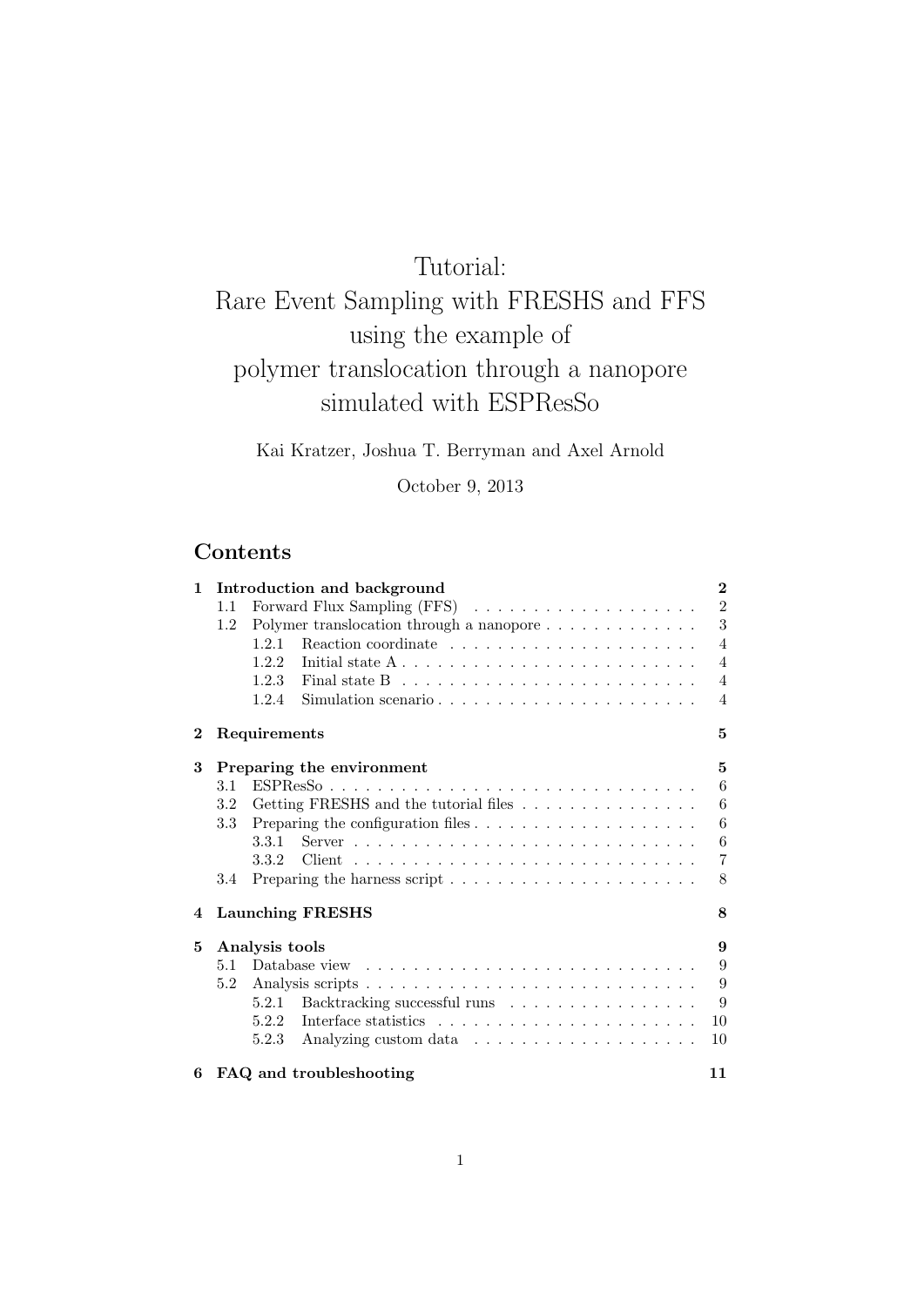# Tutorial:
# Rare Event Sampling with FRESHS and FFS using the example of polymer translocation through a nanopore simulated with ESPResSo

Kai Kratzer, Joshua T. Berryman and Axel Arnold

October 9, 2013

## Contents

**1 Introduction and background** — **2**

- 1.1 Forward Flux Sampling (FFS) — 2
- 1.2 Polymer translocation through a nanopore — 3
  - 1.2.1 Reaction coordinate — 4
  - 1.2.2 Initial state A — 4
  - 1.2.3 Final state B — 4
  - 1.2.4 Simulation scenario — 4

**2 Requirements** — **5**

**3 Preparing the environment** — **5**

- 3.1 ESPResSo — 6
- 3.2 Getting FRESHS and the tutorial files — 6
- 3.3 Preparing the configuration files — 6
  - 3.3.1 Server — 6
  - 3.3.2 Client — 7
- 3.4 Preparing the harness script — 8

**4 Launching FRESHS** — **8**

**5 Analysis tools** — **9**

- 5.1 Database view — 9
- 5.2 Analysis scripts — 9
  - 5.2.1 Backtracking successful runs — 9
  - 5.2.2 Interface statistics — 10
  - 5.2.3 Analyzing custom data — 10

**6 FAQ and troubleshooting** — **11**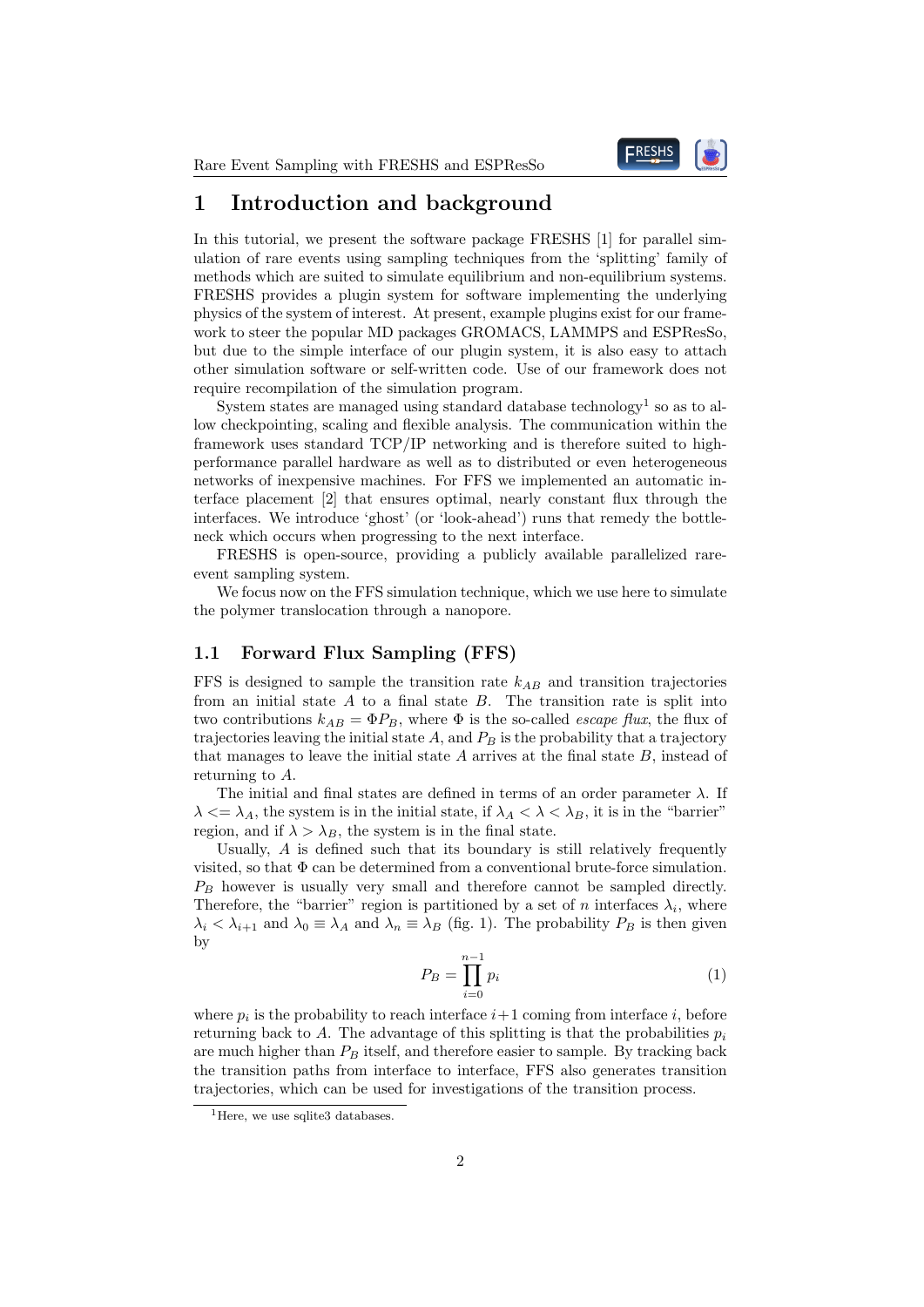# 1 Introduction and background

In this tutorial, we present the software package FRESHS [1] for parallel simulation of rare events using sampling techniques from the 'splitting' family of methods which are suited to simulate equilibrium and non-equilibrium systems. FRESHS provides a plugin system for software implementing the underlying physics of the system of interest. At present, example plugins exist for our framework to steer the popular MD packages GROMACS, LAMMPS and ESPResSo, but due to the simple interface of our plugin system, it is also easy to attach other simulation software or self-written code. Use of our framework does not require recompilation of the simulation program.

System states are managed using standard database technology[1] so as to allow checkpointing, scaling and flexible analysis. The communication within the framework uses standard TCP/IP networking and is therefore suited to high-performance parallel hardware as well as to distributed or even heterogeneous networks of inexpensive machines. For FFS we implemented an automatic interface placement [2] that ensures optimal, nearly constant flux through the interfaces. We introduce 'ghost' (or 'look-ahead') runs that remedy the bottleneck which occurs when progressing to the next interface.

FRESHS is open-source, providing a publicly available parallelized rare-event sampling system.

We focus now on the FFS simulation technique, which we use here to simulate the polymer translocation through a nanopore.

## 1.1 Forward Flux Sampling (FFS)

FFS is designed to sample the transition rate $k_{AB}$ and transition trajectories from an initial state $A$ to a final state $B$. The transition rate is split into two contributions $k_{AB} = \Phi P_B$, where $\Phi$ is the so-called *escape flux*, the flux of trajectories leaving the initial state $A$, and $P_B$ is the probability that a trajectory that manages to leave the initial state $A$ arrives at the final state $B$, instead of returning to $A$.

The initial and final states are defined in terms of an order parameter $\lambda$. If $\lambda <= \lambda_A$, the system is in the initial state, if $\lambda_A < \lambda < \lambda_B$, it is in the "barrier" region, and if $\lambda > \lambda_B$, the system is in the final state.

Usually, $A$ is defined such that its boundary is still relatively frequently visited, so that $\Phi$ can be determined from a conventional brute-force simulation. $P_B$ however is usually very small and therefore cannot be sampled directly. Therefore, the "barrier" region is partitioned by a set of $n$ interfaces $\lambda_i$, where $\lambda_i < \lambda_{i+1}$ and $\lambda_0 \equiv \lambda_A$ and $\lambda_n \equiv \lambda_B$ (fig. 1). The probability $P_B$ is then given by

$$P_B = \prod_{i=0}^{n-1} p_i \tag{1}$$

where $p_i$ is the probability to reach interface $i+1$ coming from interface $i$, before returning back to $A$. The advantage of this splitting is that the probabilities $p_i$ are much higher than $P_B$ itself, and therefore easier to sample. By tracking back the transition paths from interface to interface, FFS also generates transition trajectories, which can be used for investigations of the transition process.

[1] Here, we use sqlite3 databases.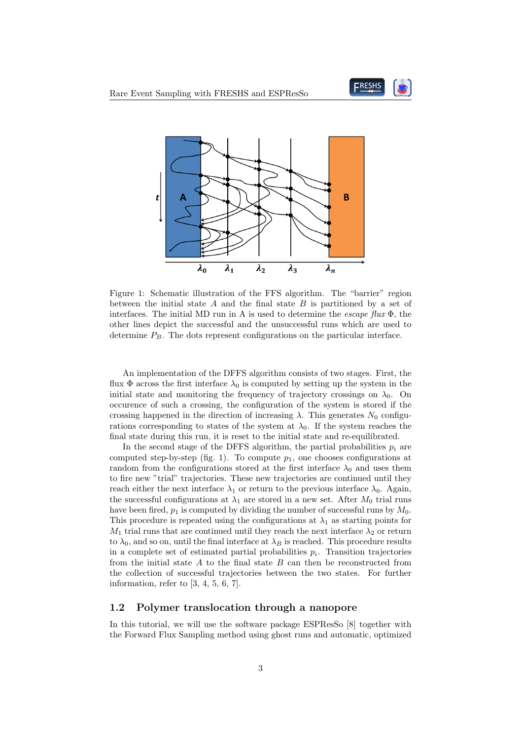Figure 1: Schematic illustration of the FFS algorithm. The "barrier" region between the initial state $A$ and the final state $B$ is partitioned by a set of interfaces. The initial MD run in A is used to determine the *escape flux* $\Phi$, the other lines depict the successful and the unsuccessful runs which are used to determine $P_B$. The dots represent configurations on the particular interface.

An implementation of the DFFS algorithm consists of two stages. First, the flux $\Phi$ across the first interface $\lambda_0$ is computed by setting up the system in the initial state and monitoring the frequency of trajectory crossings on $\lambda_0$. On occurence of such a crossing, the configuration of the system is stored if the crossing happened in the direction of increasing $\lambda$. This generates $N_0$ configurations corresponding to states of the system at $\lambda_0$. If the system reaches the final state during this run, it is reset to the initial state and re-equilibrated.

In the second stage of the DFFS algorithm, the partial probabilities $p_i$ are computed step-by-step (fig. 1). To compute $p_1$, one chooses configurations at random from the configurations stored at the first interface $\lambda_0$ and uses them to fire new "trial" trajectories. These new trajectories are continued until they reach either the next interface $\lambda_1$ or return to the previous interface $\lambda_0$. Again, the successful configurations at $\lambda_1$ are stored in a new set. After $M_0$ trial runs have been fired, $p_1$ is computed by dividing the number of successful runs by $M_0$. This procedure is repeated using the configurations at $\lambda_1$ as starting points for $M_1$ trial runs that are continued until they reach the next interface $\lambda_2$ or return to $\lambda_0$, and so on, until the final interface at $\lambda_B$ is reached. This procedure results in a complete set of estimated partial probabilities $p_i$. Transition trajectories from the initial state $A$ to the final state $B$ can then be reconstructed from the collection of successful trajectories between the two states. For further information, refer to [3, 4, 5, 6, 7].

## 1.2 Polymer translocation through a nanopore

In this tutorial, we will use the software package ESPResSo [8] together with the Forward Flux Sampling method using ghost runs and automatic, optimized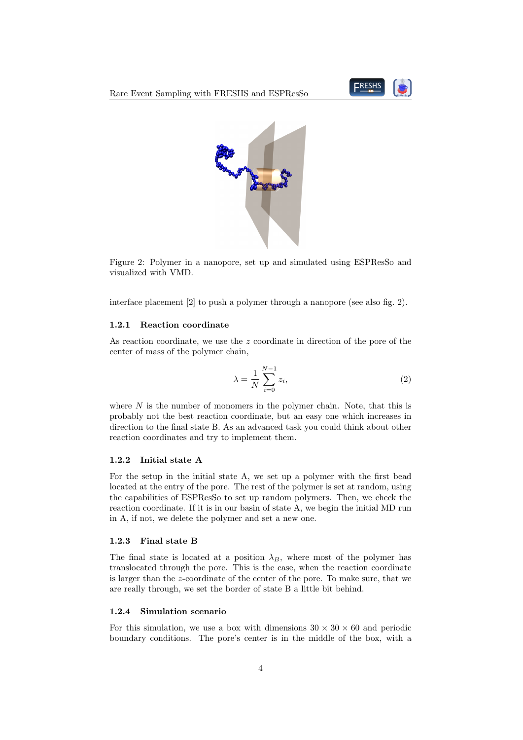Figure 2: Polymer in a nanopore, set up and simulated using ESPResSo and visualized with VMD.

interface placement [2] to push a polymer through a nanopore (see also fig. 2).

### 1.2.1 Reaction coordinate

As reaction coordinate, we use the $z$ coordinate in direction of the pore of the center of mass of the polymer chain,

$$\lambda = \frac{1}{N} \sum_{i=0}^{N-1} z_i, \tag{2}$$

where $N$ is the number of monomers in the polymer chain. Note, that this is probably not the best reaction coordinate, but an easy one which increases in direction to the final state B. As an advanced task you could think about other reaction coordinates and try to implement them.

### 1.2.2 Initial state A

For the setup in the initial state A, we set up a polymer with the first bead located at the entry of the pore. The rest of the polymer is set at random, using the capabilities of ESPResSo to set up random polymers. Then, we check the reaction coordinate. If it is in our basin of state A, we begin the initial MD run in A, if not, we delete the polymer and set a new one.

### 1.2.3 Final state B

The final state is located at a position $\lambda_B$, where most of the polymer has translocated through the pore. This is the case, when the reaction coordinate is larger than the $z$-coordinate of the center of the pore. To make sure, that we are really through, we set the border of state B a little bit behind.

### 1.2.4 Simulation scenario

For this simulation, we use a box with dimensions $30 \times 30 \times 60$ and periodic boundary conditions. The pore's center is in the middle of the box, with a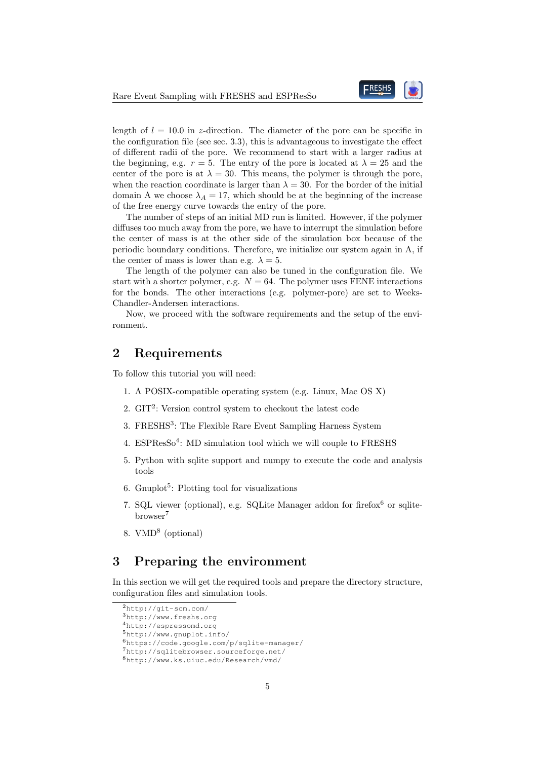length of $l = 10.0$ in $z$-direction. The diameter of the pore can be specific in the configuration file (see sec. 3.3), this is advantageous to investigate the effect of different radii of the pore. We recommend to start with a larger radius at the beginning, e.g. $r = 5$. The entry of the pore is located at $\lambda = 25$ and the center of the pore is at $\lambda = 30$. This means, the polymer is through the pore, when the reaction coordinate is larger than $\lambda = 30$. For the border of the initial domain A we choose $\lambda_A = 17$, which should be at the beginning of the increase of the free energy curve towards the entry of the pore.

The number of steps of an initial MD run is limited. However, if the polymer diffuses too much away from the pore, we have to interrupt the simulation before the center of mass is at the other side of the simulation box because of the periodic boundary conditions. Therefore, we initialize our system again in A, if the center of mass is lower than e.g. $\lambda = 5$.

The length of the polymer can also be tuned in the configuration file. We start with a shorter polymer, e.g. $N = 64$. The polymer uses FENE interactions for the bonds. The other interactions (e.g. polymer-pore) are set to Weeks-Chandler-Andersen interactions.

Now, we proceed with the software requirements and the setup of the environment.

## 2 Requirements

To follow this tutorial you will need:

1. A POSIX-compatible operating system (e.g. Linux, Mac OS X)
2. GIT[2]: Version control system to checkout the latest code
3. FRESHS[3]: The Flexible Rare Event Sampling Harness System
4. ESPResSo[4]: MD simulation tool which we will couple to FRESHS
5. Python with sqlite support and numpy to execute the code and analysis tools
6. Gnuplot[5]: Plotting tool for visualizations
7. SQL viewer (optional), e.g. SQLite Manager addon for firefox[6] or sqlitebrowser[7]
8. VMD[8] (optional)

## 3 Preparing the environment

In this section we will get the required tools and prepare the directory structure, configuration files and simulation tools.

[2] http://git-scm.com/
[3] http://www.freshs.org
[4] http://espressomd.org
[5] http://www.gnuplot.info/
[6] https://code.google.com/p/sqlite-manager/
[7] http://sqlitebrowser.sourceforge.net/
[8] http://www.ks.uiuc.edu/Research/vmd/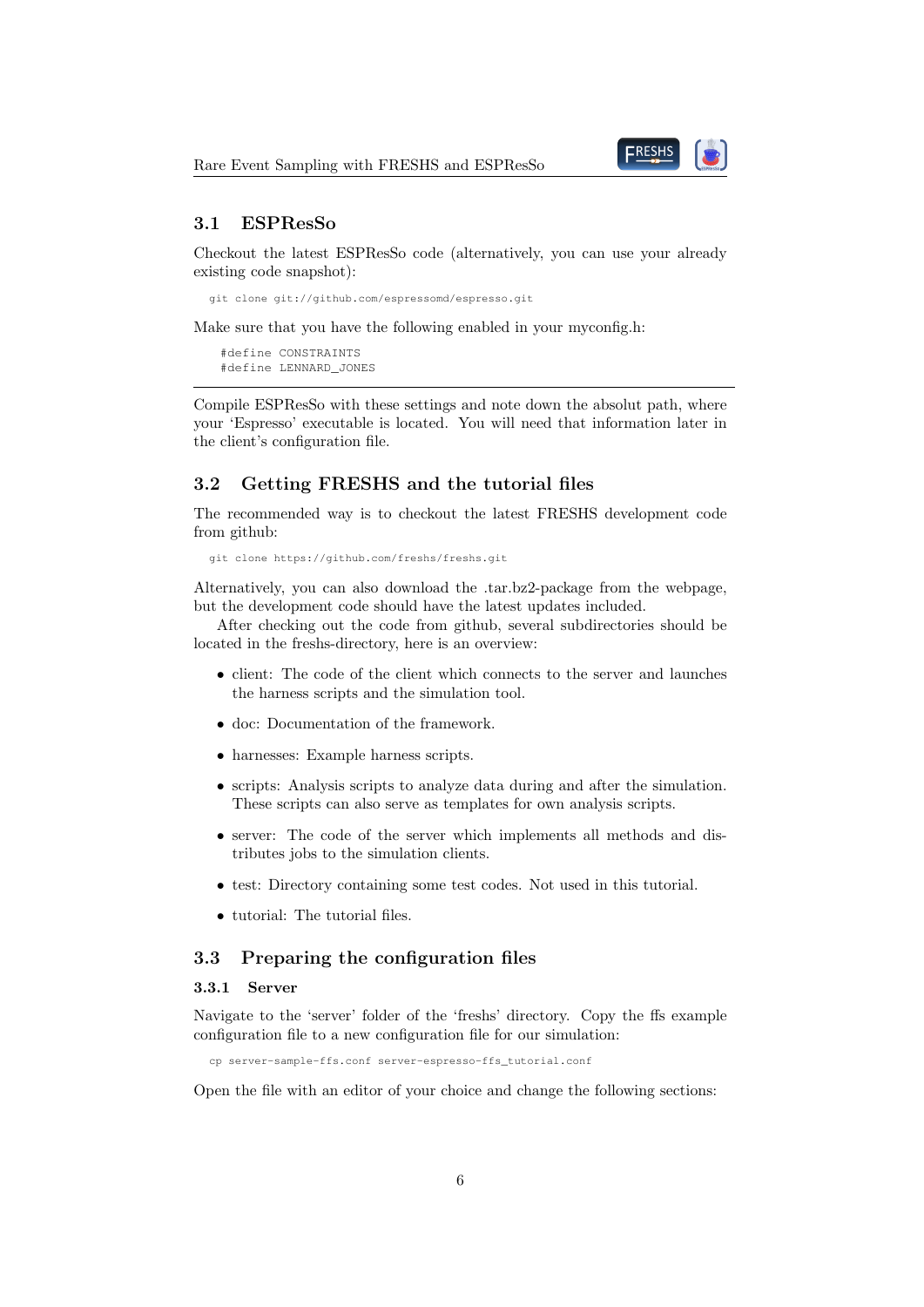## 3.1 ESPResSo

Checkout the latest ESPResSo code (alternatively, you can use your already existing code snapshot):

```
git clone git://github.com/espressomd/espresso.git
```

Make sure that you have the following enabled in your myconfig.h:

```
#define CONSTRAINTS
#define LENNARD_JONES
```

---

Compile ESPResSo with these settings and note down the absolut path, where your 'Espresso' executable is located. You will need that information later in the client's configuration file.

## 3.2 Getting FRESHS and the tutorial files

The recommended way is to checkout the latest FRESHS development code from github:

```
git clone https://github.com/freshs/freshs.git
```

Alternatively, you can also download the .tar.bz2-package from the webpage, but the development code should have the latest updates included.

After checking out the code from github, several subdirectories should be located in the freshs-directory, here is an overview:

- client: The code of the client which connects to the server and launches the harness scripts and the simulation tool.
- doc: Documentation of the framework.
- harnesses: Example harness scripts.
- scripts: Analysis scripts to analyze data during and after the simulation. These scripts can also serve as templates for own analysis scripts.
- server: The code of the server which implements all methods and distributes jobs to the simulation clients.
- test: Directory containing some test codes. Not used in this tutorial.
- tutorial: The tutorial files.

## 3.3 Preparing the configuration files

### 3.3.1 Server

Navigate to the 'server' folder of the 'freshs' directory. Copy the ffs example configuration file to a new configuration file for our simulation:

```
cp server-sample-ffs.conf server-espresso-ffs_tutorial.conf
```

Open the file with an editor of your choice and change the following sections: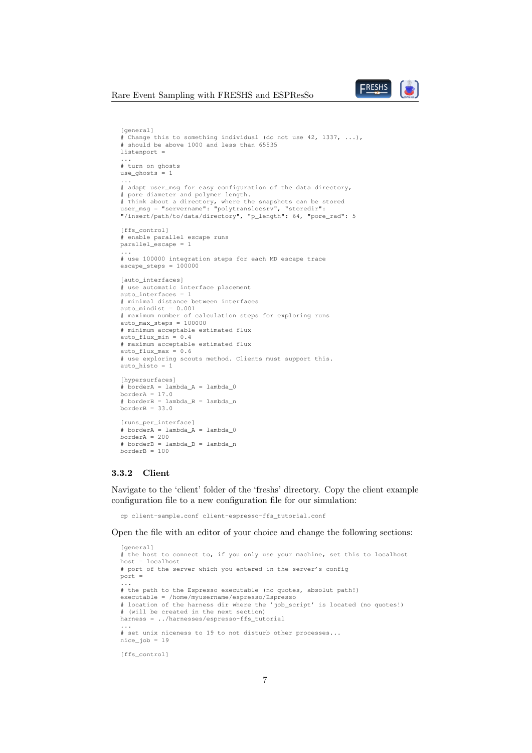```
[general]
# Change this to something individual (do not use 42, 1337, ...),
# should be above 1000 and less than 65535
listenport =
...
# turn on ghosts
use_ghosts = 1
...
# adapt user_msg for easy configuration of the data directory,
# pore diameter and polymer length.
# Think about a directory, where the snapshots can be stored
user_msg = "servername": "polytranslocsrv", "storedir":
"/insert/path/to/data/directory", "p_length": 64, "pore_rad": 5

[ffs_control]
# enable parallel escape runs
parallel_escape = 1
...
# use 100000 integration steps for each MD escape trace
escape_steps = 100000

[auto_interfaces]
# use automatic interface placement
auto_interfaces = 1
# minimal distance between interfaces
auto_mindist = 0.001
# maximum number of calculation steps for exploring runs
auto_max_steps = 100000
# minimum acceptable estimated flux
auto_flux_min = 0.4
# maximum acceptable estimated flux
auto_flux_max = 0.6
# use exploring scouts method. Clients must support this.
auto_histo = 1

[hypersurfaces]
# borderA = lambda_A = lambda_0
borderA = 17.0
# borderB = lambda_B = lambda_n
borderB = 33.0

[runs_per_interface]
# borderA = lambda_A = lambda_0
borderA = 200
# borderB = lambda_B = lambda_n
borderB = 100
```

### 3.3.2 Client

Navigate to the 'client' folder of the 'freshs' directory. Copy the client example configuration file to a new configuration file for our simulation:

```
cp client-sample.conf client-espresso-ffs_tutorial.conf
```

Open the file with an editor of your choice and change the following sections:

```
[general]
# the host to connect to, if you only use your machine, set this to localhost
host = localhost
# port of the server which you entered in the server's config
port =
...
# the path to the Espresso executable (no quotes, absolut path!)
executable = /home/myusername/espresso/Espresso
# location of the harness dir where the 'job_script' is located (no quotes!)
# (will be created in the next section)
harness = ../harnesses/espresso-ffs_tutorial
...
# set unix niceness to 19 to not disturb other processes...
nice_job = 19

[ffs_control]
```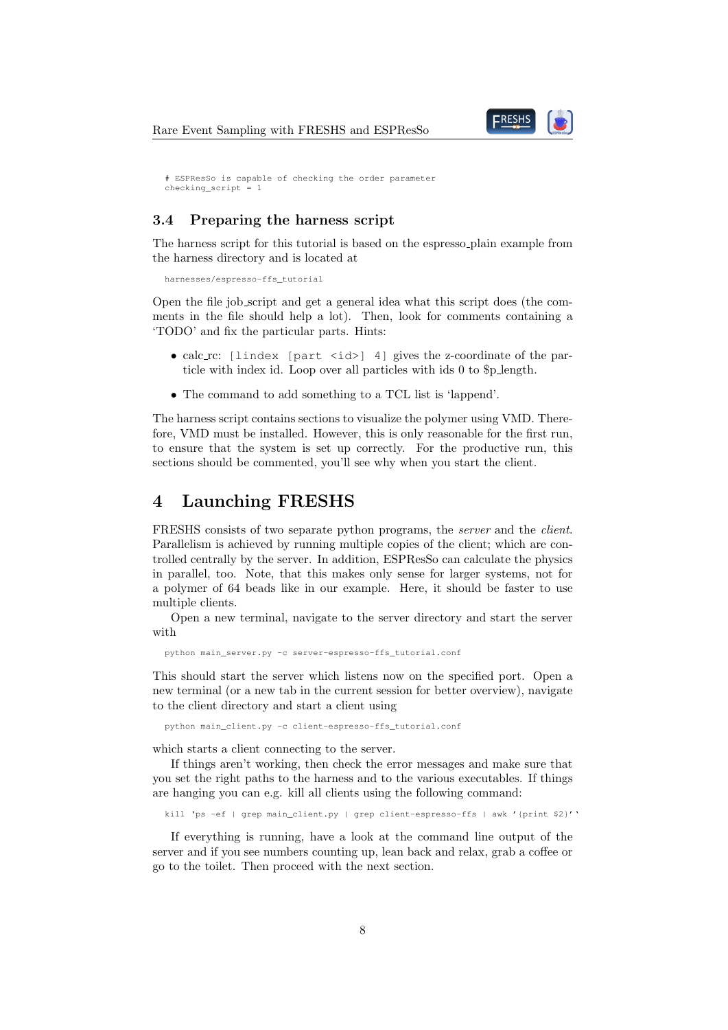```
# ESPResSo is capable of checking the order parameter
checking_script = 1
```

### 3.4 Preparing the harness script

The harness script for this tutorial is based on the espresso_plain example from the harness directory and is located at

```
harnesses/espresso-ffs_tutorial
```

Open the file job_script and get a general idea what this script does (the comments in the file should help a lot). Then, look for comments containing a 'TODO' and fix the particular parts. Hints:

- calc_rc: `[lindex [part <id>] 4]` gives the z-coordinate of the particle with index id. Loop over all particles with ids 0 to $p_length.
- The command to add something to a TCL list is 'lappend'.

The harness script contains sections to visualize the polymer using VMD. Therefore, VMD must be installed. However, this is only reasonable for the first run, to ensure that the system is set up correctly. For the productive run, this sections should be commented, you'll see why when you start the client.

## 4 Launching FRESHS

FRESHS consists of two separate python programs, the *server* and the *client*. Parallelism is achieved by running multiple copies of the client; which are controlled centrally by the server. In addition, ESPResSo can calculate the physics in parallel, too. Note, that this makes only sense for larger systems, not for a polymer of 64 beads like in our example. Here, it should be faster to use multiple clients.

Open a new terminal, navigate to the server directory and start the server with

```
python main_server.py -c server-espresso-ffs_tutorial.conf
```

This should start the server which listens now on the specified port. Open a new terminal (or a new tab in the current session for better overview), navigate to the client directory and start a client using

```
python main_client.py -c client-espresso-ffs_tutorial.conf
```

which starts a client connecting to the server.

If things aren't working, then check the error messages and make sure that you set the right paths to the harness and to the various executables. If things are hanging you can e.g. kill all clients using the following command:

```
kill `ps -ef | grep main_client.py | grep client-espresso-ffs | awk '{print $2}'`
```

If everything is running, have a look at the command line output of the server and if you see numbers counting up, lean back and relax, grab a coffee or go to the toilet. Then proceed with the next section.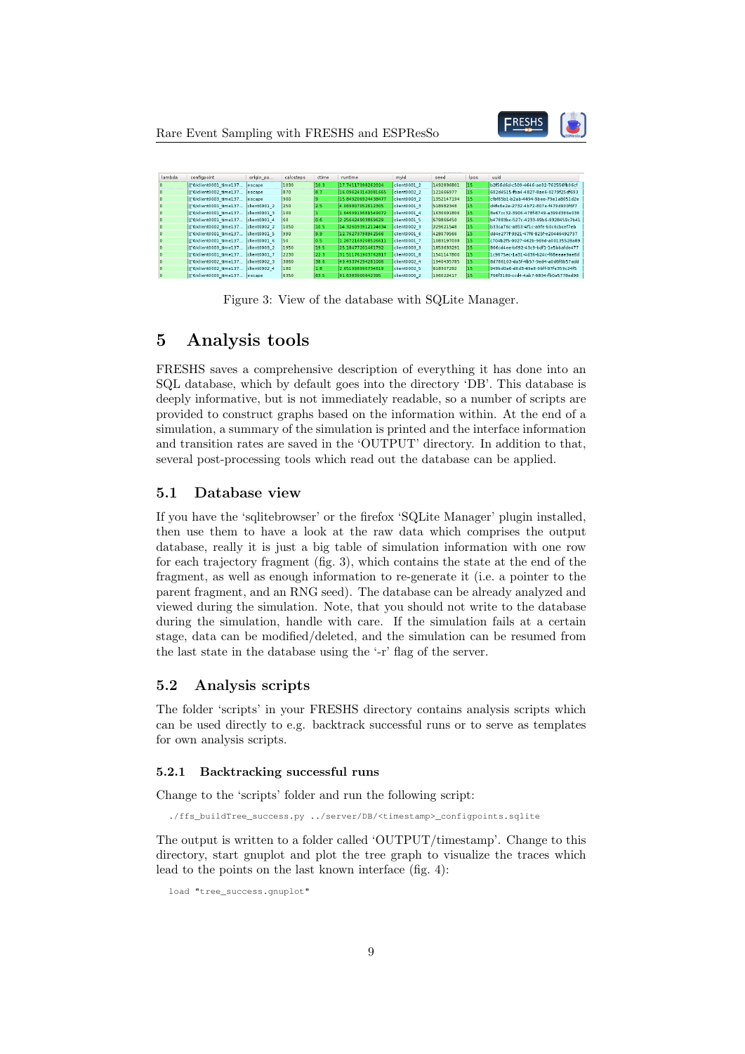Figure 3: View of the database with SQLite Manager.

# 5 Analysis tools

FRESHS saves a comprehensive description of everything it has done into an SQL database, which by default goes into the directory 'DB'. This database is deeply informative, but is not immediately readable, so a number of scripts are provided to construct graphs based on the information within. At the end of a simulation, a summary of the simulation is printed and the interface information and transition rates are saved in the 'OUTPUT' directory. In addition to that, several post-processing tools which read out the database can be applied.

## 5.1 Database view

If you have the 'sqlitebrowser' or the firefox 'SQLite Manager' plugin installed, then use them to have a look at the raw data which comprises the output database, really it is just a big table of simulation information with one row for each trajectory fragment (fig. 3), which contains the state at the end of the fragment, as well as enough information to re-generate it (i.e. a pointer to the parent fragment, and an RNG seed). The database can be already analyzed and viewed during the simulation. Note, that you should not write to the database during the simulation, handle with care. If the simulation fails at a certain stage, data can be modified/deleted, and the simulation can be resumed from the last state in the database using the '-r' flag of the server.

## 5.2 Analysis scripts

The folder 'scripts' in your FRESHS directory contains analysis scripts which can be used directly to e.g. backtrack successful runs or to serve as templates for own analysis scripts.

### 5.2.1 Backtracking successful runs

Change to the 'scripts' folder and run the following script:

```
./ffs_buildTree_success.py ../server/DB/<timestamp>_configpoints.sqlite
```

The output is written to a folder called 'OUTPUT/timestamp'. Change to this directory, start gnuplot and plot the tree graph to visualize the traces which lead to the points on the last known interface (fig. 4):

```
load "tree_success.gnuplot"
```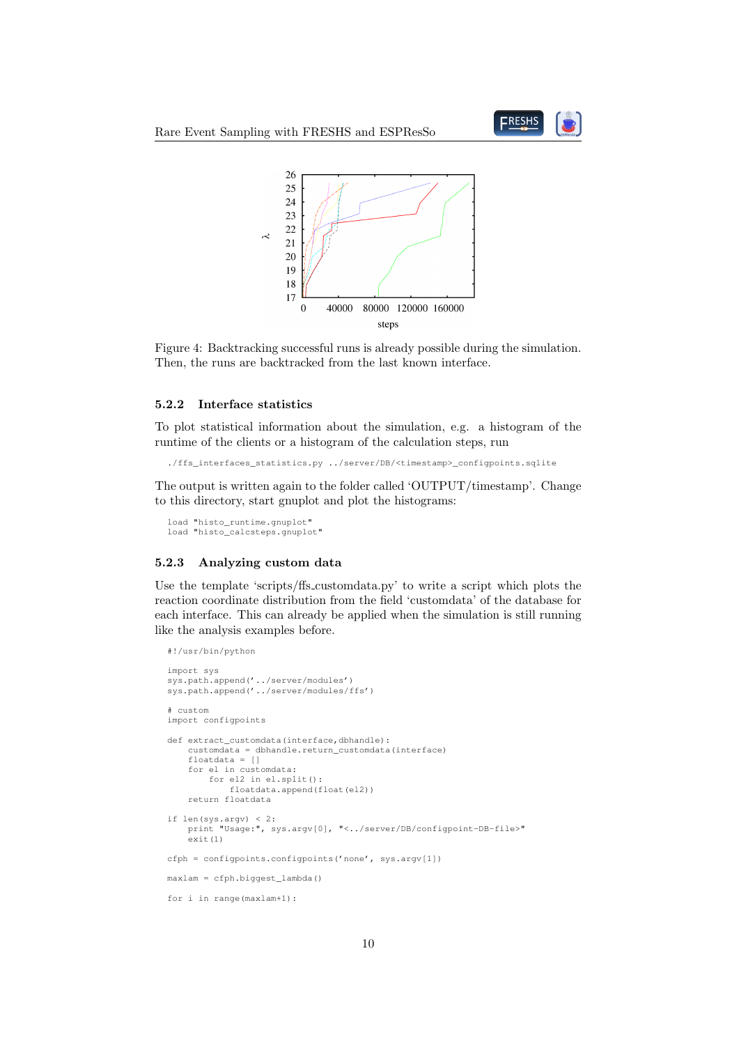Figure 4: Backtracking successful runs is already possible during the simulation. Then, the runs are backtracked from the last known interface.

### 5.2.2 Interface statistics

To plot statistical information about the simulation, e.g. a histogram of the runtime of the clients or a histogram of the calculation steps, run

```
./ffs_interfaces_statistics.py ../server/DB/<timestamp>_configpoints.sqlite
```

The output is written again to the folder called 'OUTPUT/timestamp'. Change to this directory, start gnuplot and plot the histograms:

```
load "histo_runtime.gnuplot"
load "histo_calcsteps.gnuplot"
```

### 5.2.3 Analyzing custom data

Use the template 'scripts/ffs_customdata.py' to write a script which plots the reaction coordinate distribution from the field 'customdata' of the database for each interface. This can already be applied when the simulation is still running like the analysis examples before.

```
#!/usr/bin/python

import sys
sys.path.append('../server/modules')
sys.path.append('../server/modules/ffs')

# custom
import configpoints

def extract_customdata(interface,dbhandle):
    customdata = dbhandle.return_customdata(interface)
    floatdata = []
    for el in customdata:
        for el2 in el.split():
            floatdata.append(float(el2))
    return floatdata

if len(sys.argv) < 2:
    print "Usage:", sys.argv[0], "<../server/DB/configpoint-DB-file>"
    exit(1)

cfph = configpoints.configpoints('none', sys.argv[1])

maxlam = cfph.biggest_lambda()

for i in range(maxlam+1):
```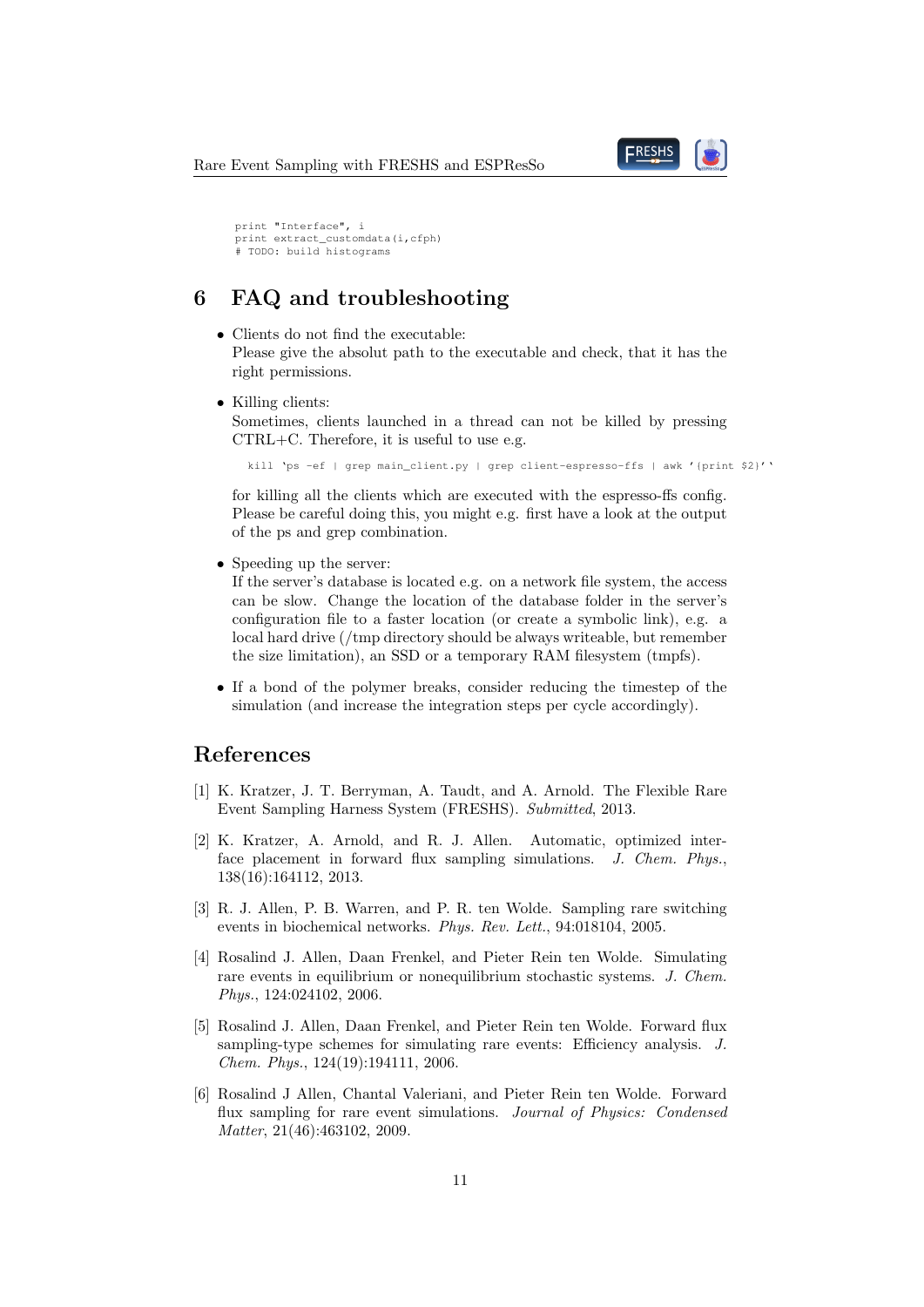```
print "Interface", i
print extract_customdata(i,cfph)
# TODO: build histograms
```

# 6 FAQ and troubleshooting

- Clients do not find the executable:
  Please give the absolut path to the executable and check, that it has the right permissions.

- Killing clients:
  Sometimes, clients launched in a thread can not be killed by pressing CTRL+C. Therefore, it is useful to use e.g.

  ```
  kill `ps -ef | grep main_client.py | grep client-espresso-ffs | awk '{print $2}'`
  ```

  for killing all the clients which are executed with the espresso-ffs config. Please be careful doing this, you might e.g. first have a look at the output of the ps and grep combination.

- Speeding up the server:
  If the server's database is located e.g. on a network file system, the access can be slow. Change the location of the database folder in the server's configuration file to a faster location (or create a symbolic link), e.g. a local hard drive (/tmp directory should be always writeable, but remember the size limitation), an SSD or a temporary RAM filesystem (tmpfs).

- If a bond of the polymer breaks, consider reducing the timestep of the simulation (and increase the integration steps per cycle accordingly).

# References

[1] K. Kratzer, J. T. Berryman, A. Taudt, and A. Arnold. The Flexible Rare Event Sampling Harness System (FRESHS). *Submitted*, 2013.

[2] K. Kratzer, A. Arnold, and R. J. Allen. Automatic, optimized interface placement in forward flux sampling simulations. *J. Chem. Phys.*, 138(16):164112, 2013.

[3] R. J. Allen, P. B. Warren, and P. R. ten Wolde. Sampling rare switching events in biochemical networks. *Phys. Rev. Lett.*, 94:018104, 2005.

[4] Rosalind J. Allen, Daan Frenkel, and Pieter Rein ten Wolde. Simulating rare events in equilibrium or nonequilibrium stochastic systems. *J. Chem. Phys.*, 124:024102, 2006.

[5] Rosalind J. Allen, Daan Frenkel, and Pieter Rein ten Wolde. Forward flux sampling-type schemes for simulating rare events: Efficiency analysis. *J. Chem. Phys.*, 124(19):194111, 2006.

[6] Rosalind J Allen, Chantal Valeriani, and Pieter Rein ten Wolde. Forward flux sampling for rare event simulations. *Journal of Physics: Condensed Matter*, 21(46):463102, 2009.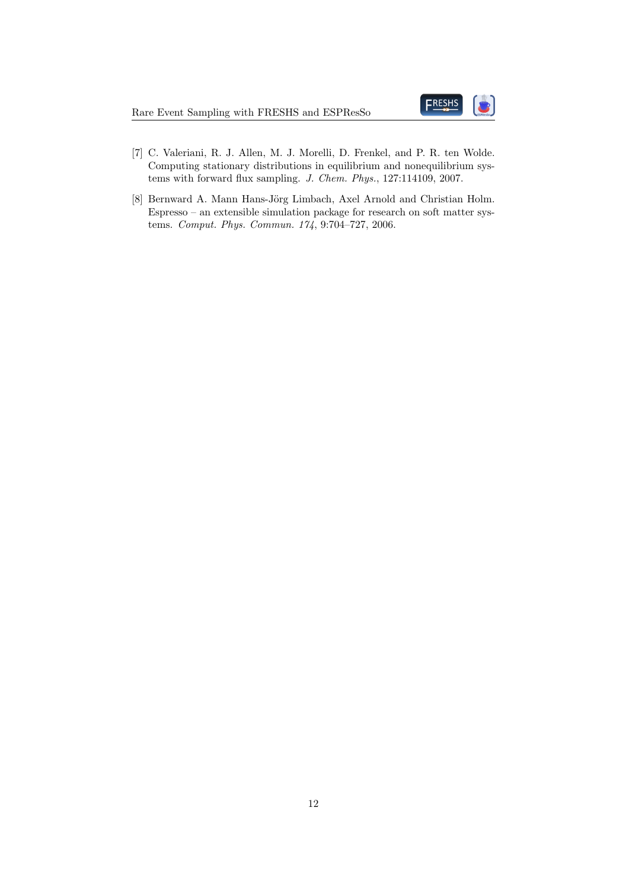[7] C. Valeriani, R. J. Allen, M. J. Morelli, D. Frenkel, and P. R. ten Wolde. Computing stationary distributions in equilibrium and nonequilibrium systems with forward flux sampling. *J. Chem. Phys.*, 127:114109, 2007.

[8] Bernward A. Mann Hans-Jörg Limbach, Axel Arnold and Christian Holm. Espresso – an extensible simulation package for research on soft matter systems. *Comput. Phys. Commun. 174*, 9:704–727, 2006.